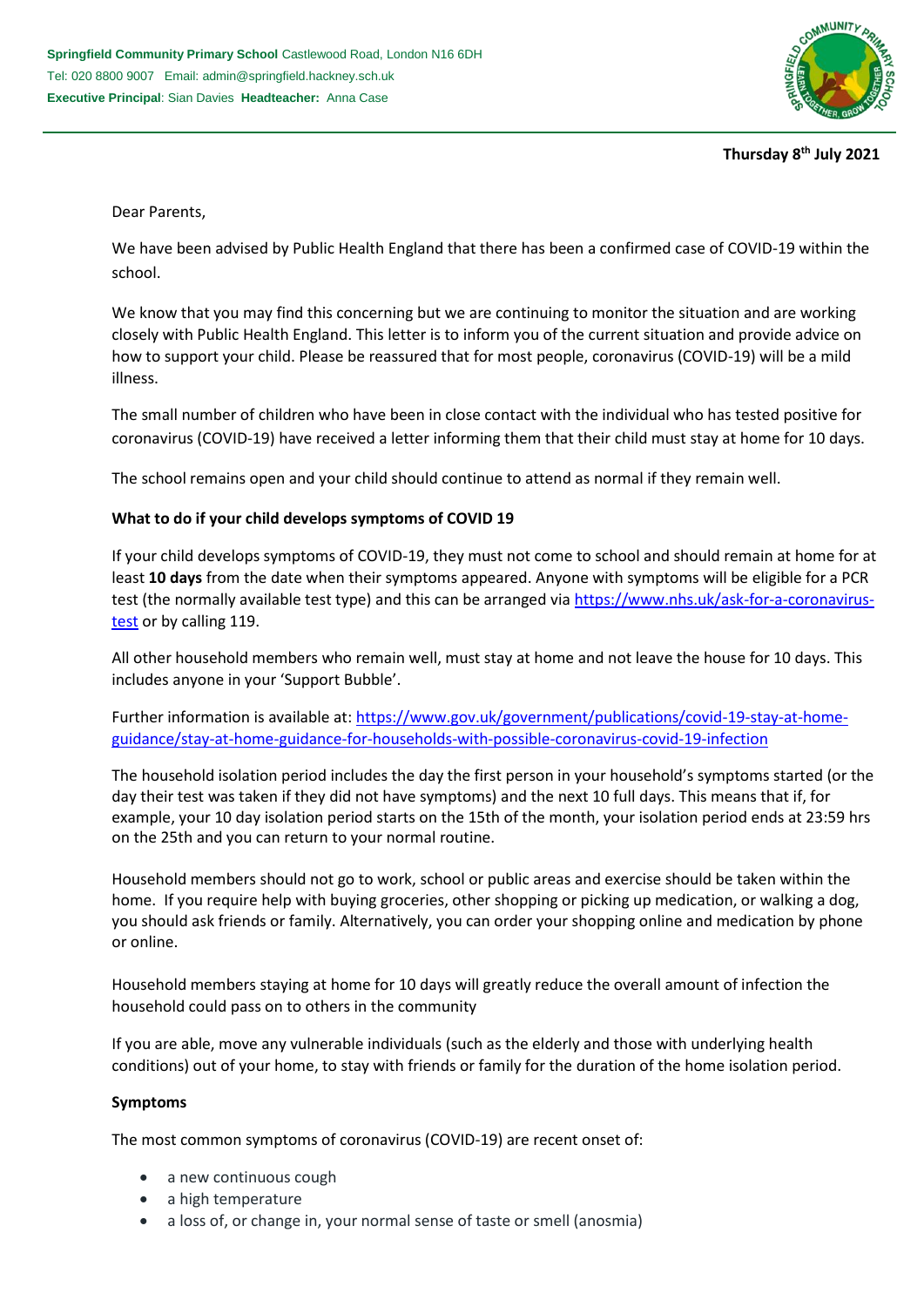**Springfield Community Primary School** Castlewood Road, London N16 6DH
Tel: 020 8800 9007 Email: admin@springfield.hackney.sch.uk
**Executive Principal**: Sian Davies **Headteacher:** Anna Case

**Thursday 8th July 2021**

Dear Parents,

We have been advised by Public Health England that there has been a confirmed case of COVID-19 within the school.

We know that you may find this concerning but we are continuing to monitor the situation and are working closely with Public Health England. This letter is to inform you of the current situation and provide advice on how to support your child. Please be reassured that for most people, coronavirus (COVID-19) will be a mild illness.

The small number of children who have been in close contact with the individual who has tested positive for coronavirus (COVID-19) have received a letter informing them that their child must stay at home for 10 days.

The school remains open and your child should continue to attend as normal if they remain well.

**What to do if your child develops symptoms of COVID 19**

If your child develops symptoms of COVID-19, they must not come to school and should remain at home for at least **10 days** from the date when their symptoms appeared. Anyone with symptoms will be eligible for a PCR test (the normally available test type) and this can be arranged via [https://www.nhs.uk/ask-for-a-coronavirus-test](https://www.nhs.uk/ask-for-a-coronavirus-test) or by calling 119.

All other household members who remain well, must stay at home and not leave the house for 10 days. This includes anyone in your 'Support Bubble'.

Further information is available at: [https://www.gov.uk/government/publications/covid-19-stay-at-home-guidance/stay-at-home-guidance-for-households-with-possible-coronavirus-covid-19-infection](https://www.gov.uk/government/publications/covid-19-stay-at-home-guidance/stay-at-home-guidance-for-households-with-possible-coronavirus-covid-19-infection)

The household isolation period includes the day the first person in your household's symptoms started (or the day their test was taken if they did not have symptoms) and the next 10 full days. This means that if, for example, your 10 day isolation period starts on the 15th of the month, your isolation period ends at 23:59 hrs on the 25th and you can return to your normal routine.

Household members should not go to work, school or public areas and exercise should be taken within the home. If you require help with buying groceries, other shopping or picking up medication, or walking a dog, you should ask friends or family. Alternatively, you can order your shopping online and medication by phone or online.

Household members staying at home for 10 days will greatly reduce the overall amount of infection the household could pass on to others in the community

If you are able, move any vulnerable individuals (such as the elderly and those with underlying health conditions) out of your home, to stay with friends or family for the duration of the home isolation period.

**Symptoms**

The most common symptoms of coronavirus (COVID-19) are recent onset of:

- a new continuous cough
- a high temperature
- a loss of, or change in, your normal sense of taste or smell (anosmia)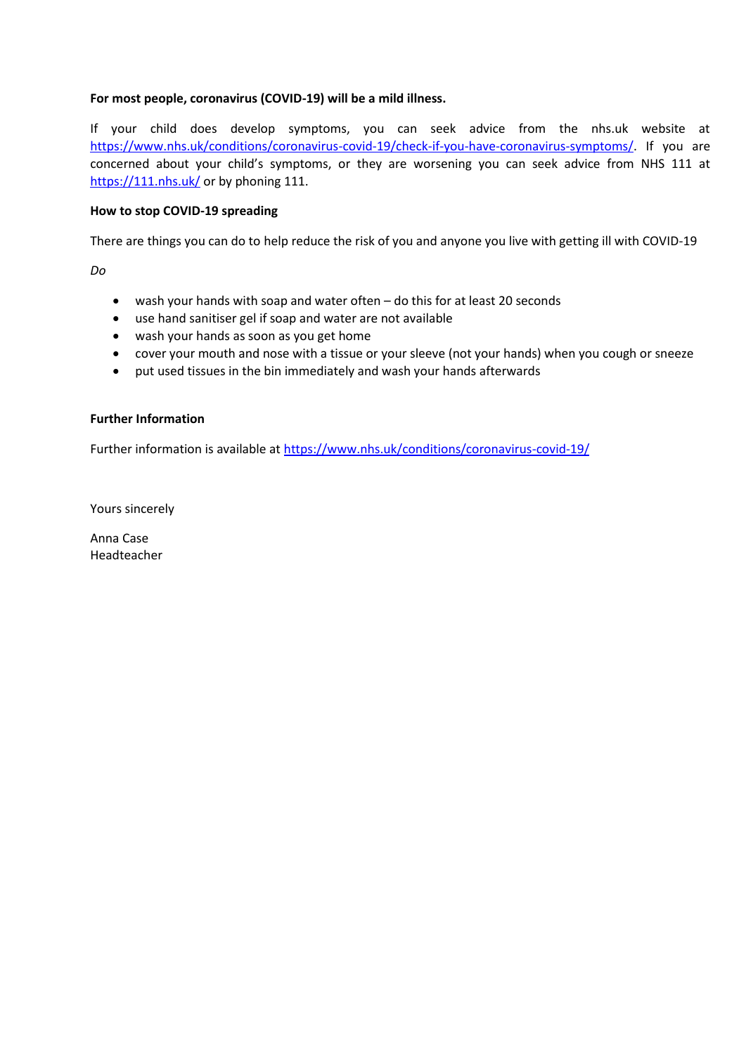**For most people, coronavirus (COVID-19) will be a mild illness.**

If your child does develop symptoms, you can seek advice from the nhs.uk website at https://www.nhs.uk/conditions/coronavirus-covid-19/check-if-you-have-coronavirus-symptoms/. If you are concerned about your child's symptoms, or they are worsening you can seek advice from NHS 111 at https://111.nhs.uk/ or by phoning 111.

**How to stop COVID-19 spreading**

There are things you can do to help reduce the risk of you and anyone you live with getting ill with COVID-19

*Do*

- wash your hands with soap and water often – do this for at least 20 seconds
- use hand sanitiser gel if soap and water are not available
- wash your hands as soon as you get home
- cover your mouth and nose with a tissue or your sleeve (not your hands) when you cough or sneeze
- put used tissues in the bin immediately and wash your hands afterwards

**Further Information**

Further information is available at https://www.nhs.uk/conditions/coronavirus-covid-19/

Yours sincerely

Anna Case
Headteacher